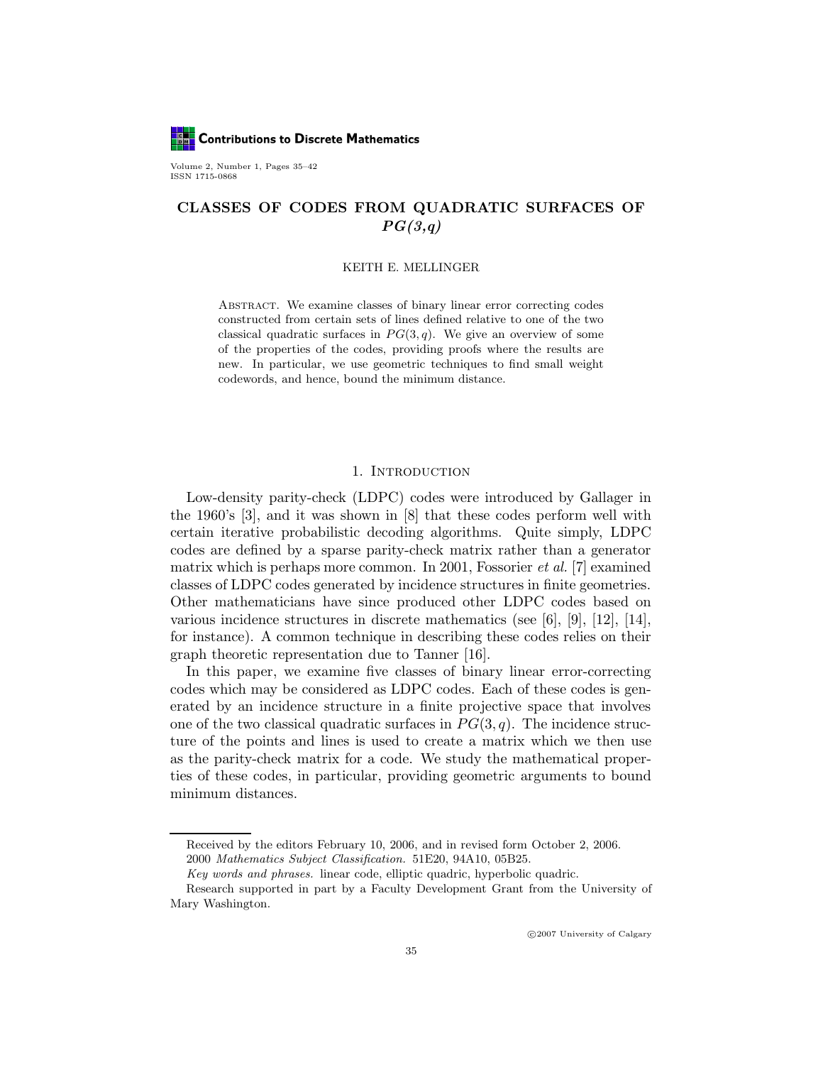# CLASSES OF CODES FROM QUADRATIC SURFACES OF $PG(3,q)$

KEITH E. MELLINGER

Abstract. We examine classes of binary linear error correcting codes constructed from certain sets of lines defined relative to one of the two classical quadratic surfaces in $PG(3, q)$. We give an overview of some of the properties of the codes, providing proofs where the results are new. In particular, we use geometric techniques to find small weight codewords, and hence, bound the minimum distance.

## 1. Introduction

Low-density parity-check (LDPC) codes were introduced by Gallager in the 1960's [3], and it was shown in [8] that these codes perform well with certain iterative probabilistic decoding algorithms. Quite simply, LDPC codes are defined by a sparse parity-check matrix rather than a generator matrix which is perhaps more common. In 2001, Fossorier *et al.* [7] examined classes of LDPC codes generated by incidence structures in finite geometries. Other mathematicians have since produced other LDPC codes based on various incidence structures in discrete mathematics (see [6], [9], [12], [14], for instance). A common technique in describing these codes relies on their graph theoretic representation due to Tanner [16].

In this paper, we examine five classes of binary linear error-correcting codes which may be considered as LDPC codes. Each of these codes is generated by an incidence structure in a finite projective space that involves one of the two classical quadratic surfaces in $PG(3, q)$. The incidence structure of the points and lines is used to create a matrix which we then use as the parity-check matrix for a code. We study the mathematical properties of these codes, in particular, providing geometric arguments to bound minimum distances.

Received by the editors February 10, 2006, and in revised form October 2, 2006.

2000 *Mathematics Subject Classification.* 51E20, 94A10, 05B25.

*Key words and phrases.* linear code, elliptic quadric, hyperbolic quadric.

Research supported in part by a Faculty Development Grant from the University of Mary Washington.

©2007 University of Calgary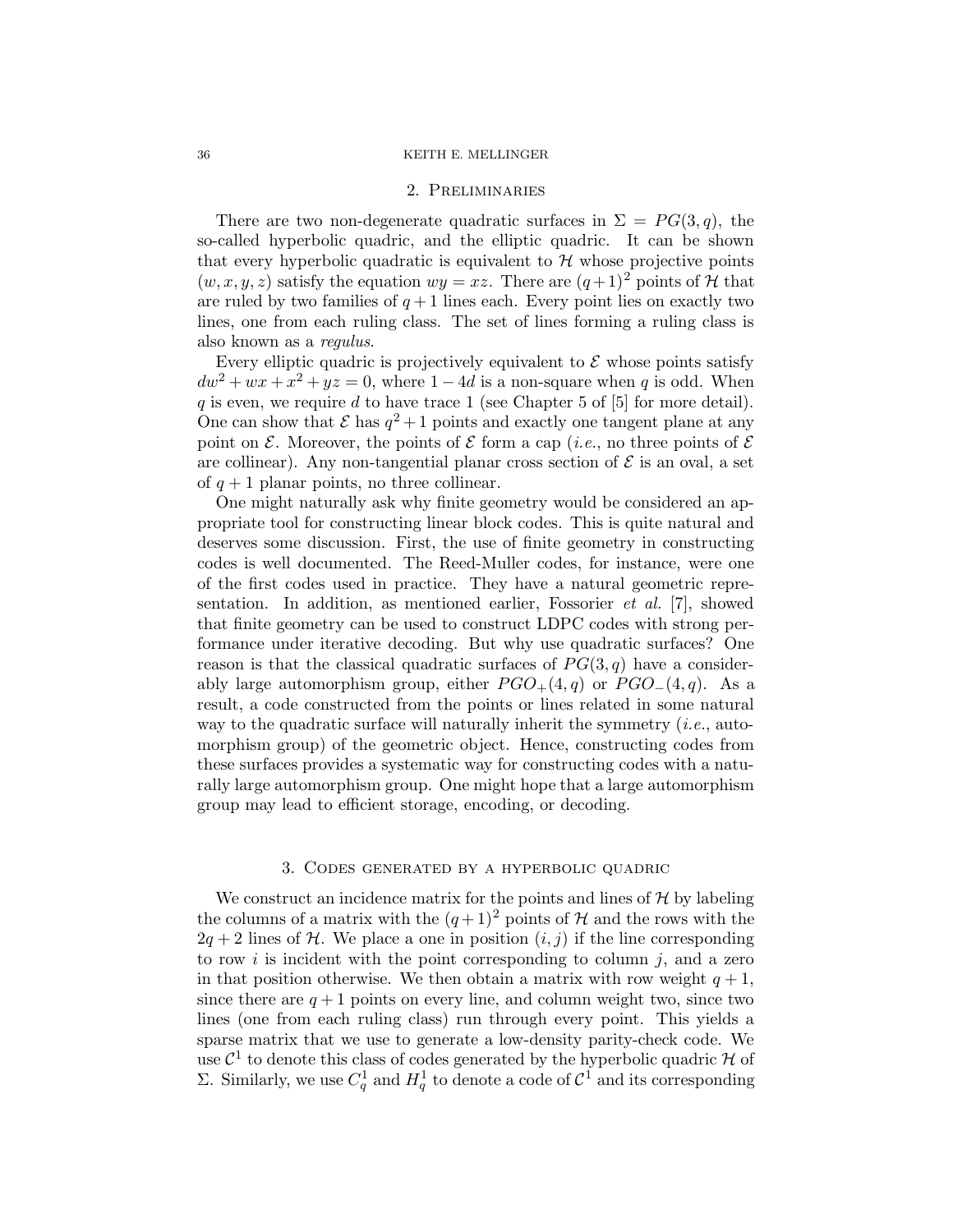## 2. Preliminaries

There are two non-degenerate quadratic surfaces in $\Sigma = PG(3, q)$, the so-called hyperbolic quadric, and the elliptic quadric. It can be shown that every hyperbolic quadratic is equivalent to $\mathcal{H}$ whose projective points $(w, x, y, z)$ satisfy the equation $wy = xz$. There are $(q+1)^2$ points of $\mathcal{H}$ that are ruled by two families of $q+1$ lines each. Every point lies on exactly two lines, one from each ruling class. The set of lines forming a ruling class is also known as a *regulus*.

Every elliptic quadric is projectively equivalent to $\mathcal{E}$ whose points satisfy $dw^2 + wx + x^2 + yz = 0$, where $1 - 4d$ is a non-square when $q$ is odd. When $q$ is even, we require $d$ to have trace 1 (see Chapter 5 of [5] for more detail). One can show that $\mathcal{E}$ has $q^2 + 1$ points and exactly one tangent plane at any point on $\mathcal{E}$. Moreover, the points of $\mathcal{E}$ form a cap (*i.e.*, no three points of $\mathcal{E}$ are collinear). Any non-tangential planar cross section of $\mathcal{E}$ is an oval, a set of $q+1$ planar points, no three collinear.

One might naturally ask why finite geometry would be considered an appropriate tool for constructing linear block codes. This is quite natural and deserves some discussion. First, the use of finite geometry in constructing codes is well documented. The Reed-Muller codes, for instance, were one of the first codes used in practice. They have a natural geometric representation. In addition, as mentioned earlier, Fossorier *et al.* [7], showed that finite geometry can be used to construct LDPC codes with strong performance under iterative decoding. But why use quadratic surfaces? One reason is that the classical quadratic surfaces of $PG(3, q)$ have a considerably large automorphism group, either $PGO_+(4, q)$ or $PGO_-(4, q)$. As a result, a code constructed from the points or lines related in some natural way to the quadratic surface will naturally inherit the symmetry (*i.e.*, automorphism group) of the geometric object. Hence, constructing codes from these surfaces provides a systematic way for constructing codes with a naturally large automorphism group. One might hope that a large automorphism group may lead to efficient storage, encoding, or decoding.

## 3. Codes generated by a hyperbolic quadric

We construct an incidence matrix for the points and lines of $\mathcal{H}$ by labeling the columns of a matrix with the $(q+1)^2$ points of $\mathcal{H}$ and the rows with the $2q + 2$ lines of $\mathcal{H}$. We place a one in position $(i, j)$ if the line corresponding to row $i$ is incident with the point corresponding to column $j$, and a zero in that position otherwise. We then obtain a matrix with row weight $q + 1$, since there are $q + 1$ points on every line, and column weight two, since two lines (one from each ruling class) run through every point. This yields a sparse matrix that we use to generate a low-density parity-check code. We use $\mathcal{C}^1$ to denote this class of codes generated by the hyperbolic quadric $\mathcal{H}$ of $\Sigma$. Similarly, we use $C_q^1$ and $H_q^1$ to denote a code of $\mathcal{C}^1$ and its corresponding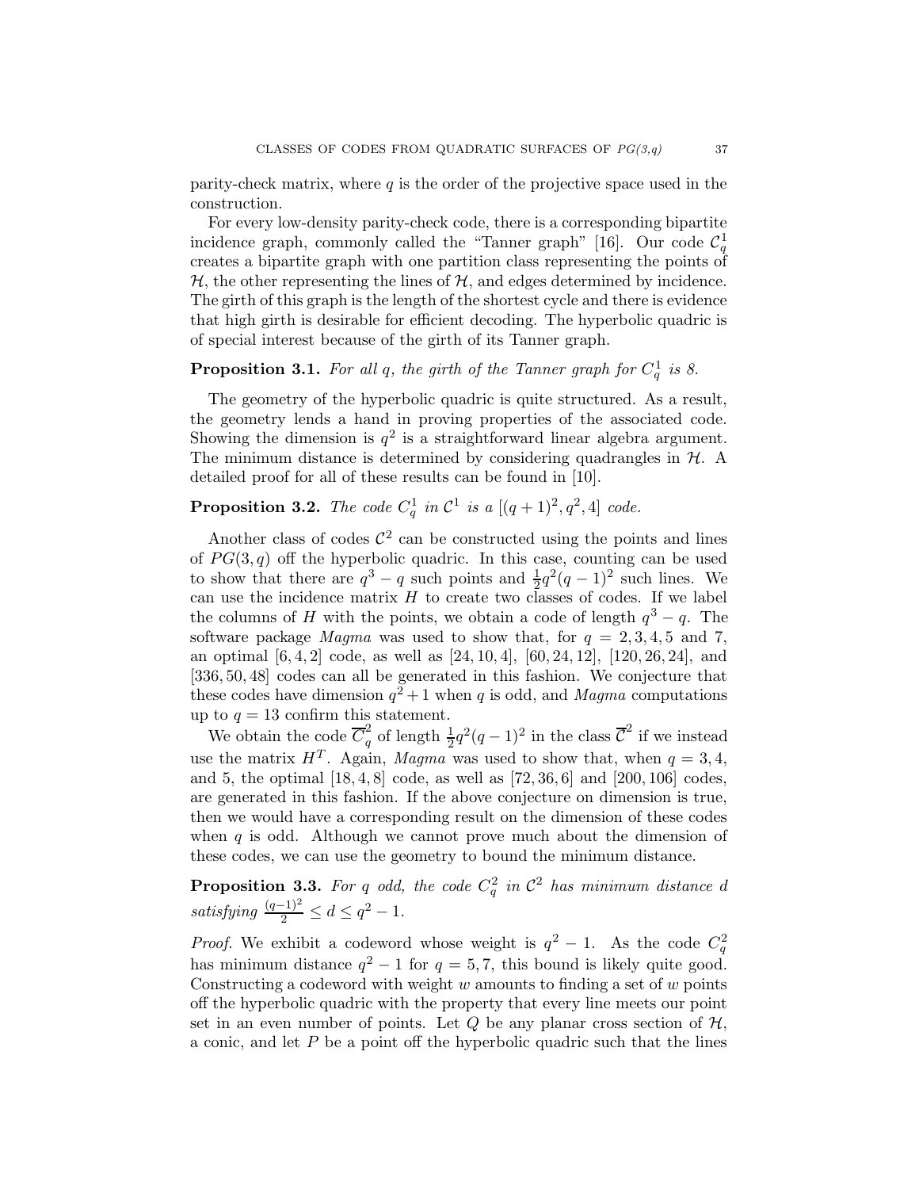parity-check matrix, where $q$ is the order of the projective space used in the construction.

For every low-density parity-check code, there is a corresponding bipartite incidence graph, commonly called the "Tanner graph" [16]. Our code $\mathcal{C}_q^1$ creates a bipartite graph with one partition class representing the points of $\mathcal{H}$, the other representing the lines of $\mathcal{H}$, and edges determined by incidence. The girth of this graph is the length of the shortest cycle and there is evidence that high girth is desirable for efficient decoding. The hyperbolic quadric is of special interest because of the girth of its Tanner graph.

**Proposition 3.1.** *For all $q$, the girth of the Tanner graph for $C_q^1$ is 8.*

The geometry of the hyperbolic quadric is quite structured. As a result, the geometry lends a hand in proving properties of the associated code. Showing the dimension is $q^2$ is a straightforward linear algebra argument. The minimum distance is determined by considering quadrangles in $\mathcal{H}$. A detailed proof for all of these results can be found in [10].

**Proposition 3.2.** *The code $C_q^1$ in $\mathcal{C}^1$ is a $[(q+1)^2, q^2, 4]$ code.*

Another class of codes $\mathcal{C}^2$ can be constructed using the points and lines of $PG(3, q)$ off the hyperbolic quadric. In this case, counting can be used to show that there are $q^3 - q$ such points and $\frac{1}{2}q^2(q-1)^2$ such lines. We can use the incidence matrix $H$ to create two classes of codes. If we label the columns of $H$ with the points, we obtain a code of length $q^3 - q$. The software package *Magma* was used to show that, for $q = 2, 3, 4, 5$ and 7, an optimal $[6, 4, 2]$ code, as well as $[24, 10, 4]$, $[60, 24, 12]$, $[120, 26, 24]$, and $[336, 50, 48]$ codes can all be generated in this fashion. We conjecture that these codes have dimension $q^2 + 1$ when $q$ is odd, and *Magma* computations up to $q = 13$ confirm this statement.

We obtain the code $\overline{C}_q^2$ of length $\frac{1}{2}q^2(q-1)^2$ in the class $\overline{\mathcal{C}}^2$ if we instead use the matrix $H^T$. Again, *Magma* was used to show that, when $q = 3, 4$, and 5, the optimal $[18, 4, 8]$ code, as well as $[72, 36, 6]$ and $[200, 106]$ codes, are generated in this fashion. If the above conjecture on dimension is true, then we would have a corresponding result on the dimension of these codes when $q$ is odd. Although we cannot prove much about the dimension of these codes, we can use the geometry to bound the minimum distance.

**Proposition 3.3.** *For $q$ odd, the code $C_q^2$ in $\mathcal{C}^2$ has minimum distance $d$ satisfying $\frac{(q-1)^2}{2} \leq d \leq q^2 - 1$.*

*Proof.* We exhibit a codeword whose weight is $q^2 - 1$. As the code $C_q^2$ has minimum distance $q^2 - 1$ for $q = 5, 7$, this bound is likely quite good. Constructing a codeword with weight $w$ amounts to finding a set of $w$ points off the hyperbolic quadric with the property that every line meets our point set in an even number of points. Let $Q$ be any planar cross section of $\mathcal{H}$, a conic, and let $P$ be a point off the hyperbolic quadric such that the lines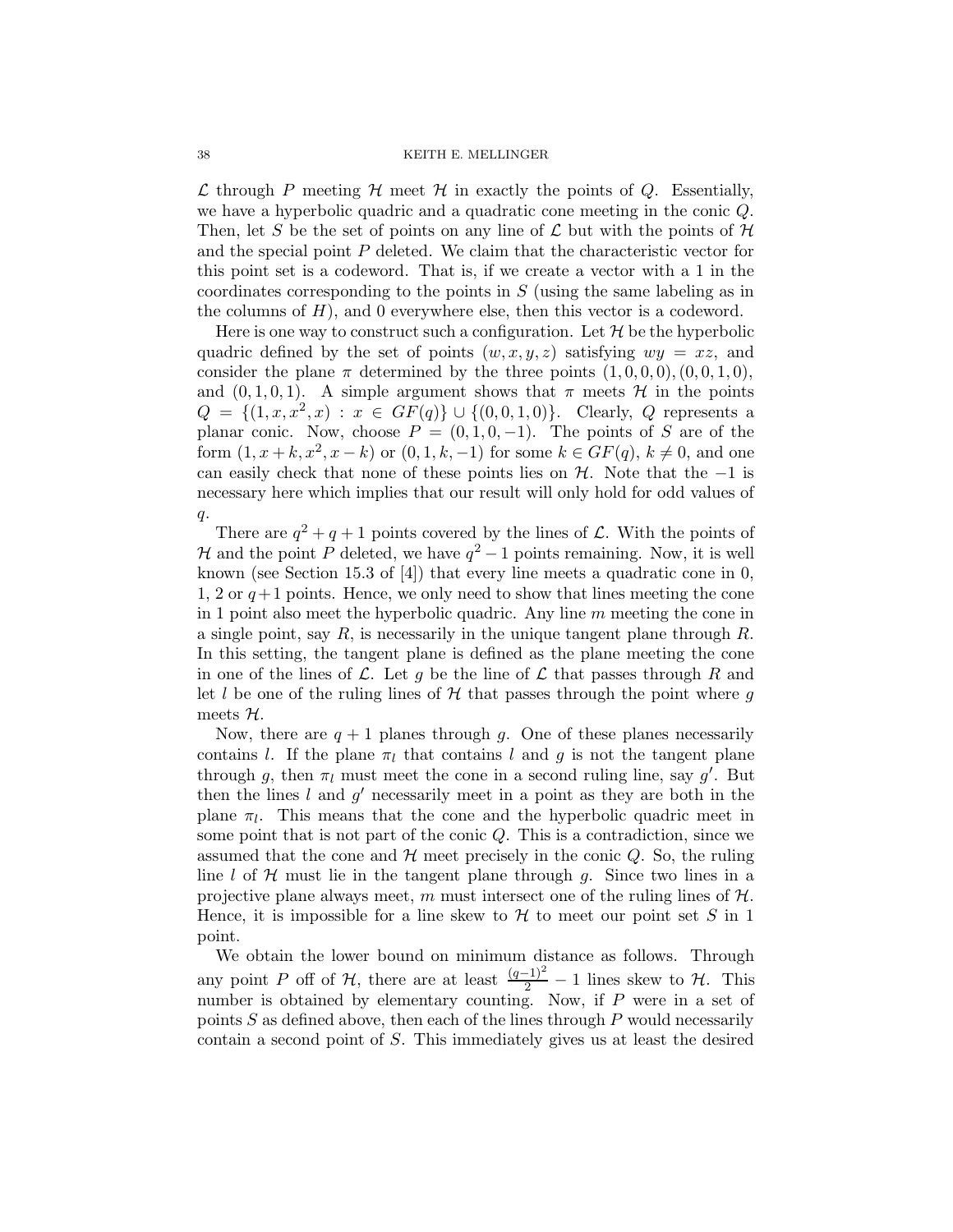$\mathcal{L}$ through $P$ meeting $\mathcal{H}$ meet $\mathcal{H}$ in exactly the points of $Q$. Essentially, we have a hyperbolic quadric and a quadratic cone meeting in the conic $Q$. Then, let $S$ be the set of points on any line of $\mathcal{L}$ but with the points of $\mathcal{H}$ and the special point $P$ deleted. We claim that the characteristic vector for this point set is a codeword. That is, if we create a vector with a 1 in the coordinates corresponding to the points in $S$ (using the same labeling as in the columns of $H$), and 0 everywhere else, then this vector is a codeword.

Here is one way to construct such a configuration. Let $\mathcal{H}$ be the hyperbolic quadric defined by the set of points $(w, x, y, z)$ satisfying $wy = xz$, and consider the plane $\pi$ determined by the three points $(1, 0, 0, 0), (0, 0, 1, 0)$, and $(0, 1, 0, 1)$. A simple argument shows that $\pi$ meets $\mathcal{H}$ in the points $Q = \{(1, x, x^2, x) : x \in GF(q)\} \cup \{(0, 0, 1, 0)\}$. Clearly, $Q$ represents a planar conic. Now, choose $P = (0, 1, 0, -1)$. The points of $S$ are of the form $(1, x + k, x^2, x - k)$ or $(0, 1, k, -1)$ for some $k \in GF(q)$, $k \neq 0$, and one can easily check that none of these points lies on $\mathcal{H}$. Note that the $-1$ is necessary here which implies that our result will only hold for odd values of $q$.

There are $q^2 + q + 1$ points covered by the lines of $\mathcal{L}$. With the points of $\mathcal{H}$ and the point $P$ deleted, we have $q^2 - 1$ points remaining. Now, it is well known (see Section 15.3 of [4]) that every line meets a quadratic cone in 0, 1, 2 or $q+1$ points. Hence, we only need to show that lines meeting the cone in 1 point also meet the hyperbolic quadric. Any line $m$ meeting the cone in a single point, say $R$, is necessarily in the unique tangent plane through $R$. In this setting, the tangent plane is defined as the plane meeting the cone in one of the lines of $\mathcal{L}$. Let $g$ be the line of $\mathcal{L}$ that passes through $R$ and let $l$ be one of the ruling lines of $\mathcal{H}$ that passes through the point where $g$ meets $\mathcal{H}$.

Now, there are $q + 1$ planes through $g$. One of these planes necessarily contains $l$. If the plane $\pi_l$ that contains $l$ and $g$ is not the tangent plane through $g$, then $\pi_l$ must meet the cone in a second ruling line, say $g'$. But then the lines $l$ and $g'$ necessarily meet in a point as they are both in the plane $\pi_l$. This means that the cone and the hyperbolic quadric meet in some point that is not part of the conic $Q$. This is a contradiction, since we assumed that the cone and $\mathcal{H}$ meet precisely in the conic $Q$. So, the ruling line $l$ of $\mathcal{H}$ must lie in the tangent plane through $g$. Since two lines in a projective plane always meet, $m$ must intersect one of the ruling lines of $\mathcal{H}$. Hence, it is impossible for a line skew to $\mathcal{H}$ to meet our point set $S$ in 1 point.

We obtain the lower bound on minimum distance as follows. Through any point $P$ off of $\mathcal{H}$, there are at least $\frac{(q-1)^2}{2} - 1$ lines skew to $\mathcal{H}$. This number is obtained by elementary counting. Now, if $P$ were in a set of points $S$ as defined above, then each of the lines through $P$ would necessarily contain a second point of $S$. This immediately gives us at least the desired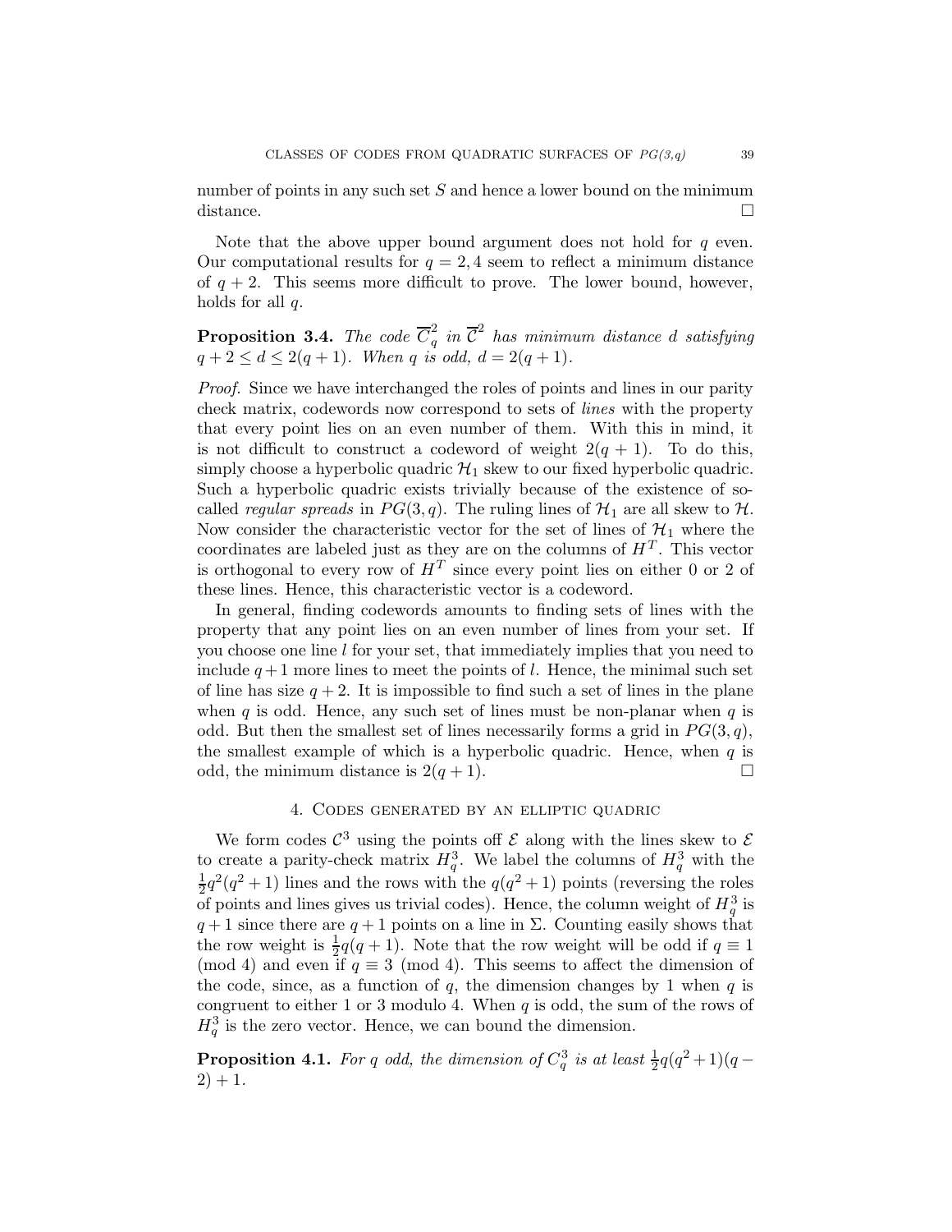number of points in any such set $S$ and hence a lower bound on the minimum distance. $\square$

Note that the above upper bound argument does not hold for $q$ even. Our computational results for $q = 2, 4$ seem to reflect a minimum distance of $q + 2$. This seems more difficult to prove. The lower bound, however, holds for all $q$.

**Proposition 3.4.** *The code $\overline{C}_q^2$ in $\overline{\mathcal{C}}^2$ has minimum distance $d$ satisfying $q + 2 \leq d \leq 2(q + 1)$. When $q$ is odd, $d = 2(q + 1)$.*

*Proof.* Since we have interchanged the roles of points and lines in our parity check matrix, codewords now correspond to sets of *lines* with the property that every point lies on an even number of them. With this in mind, it is not difficult to construct a codeword of weight $2(q + 1)$. To do this, simply choose a hyperbolic quadric $\mathcal{H}_1$ skew to our fixed hyperbolic quadric. Such a hyperbolic quadric exists trivially because of the existence of so-called *regular spreads* in $PG(3, q)$. The ruling lines of $\mathcal{H}_1$ are all skew to $\mathcal{H}$. Now consider the characteristic vector for the set of lines of $\mathcal{H}_1$ where the coordinates are labeled just as they are on the columns of $H^T$. This vector is orthogonal to every row of $H^T$ since every point lies on either 0 or 2 of these lines. Hence, this characteristic vector is a codeword.

In general, finding codewords amounts to finding sets of lines with the property that any point lies on an even number of lines from your set. If you choose one line $l$ for your set, that immediately implies that you need to include $q+1$ more lines to meet the points of $l$. Hence, the minimal such set of line has size $q + 2$. It is impossible to find such a set of lines in the plane when $q$ is odd. Hence, any such set of lines must be non-planar when $q$ is odd. But then the smallest set of lines necessarily forms a grid in $PG(3, q)$, the smallest example of which is a hyperbolic quadric. Hence, when $q$ is odd, the minimum distance is $2(q + 1)$. $\square$

## 4. Codes generated by an elliptic quadric

We form codes $\mathcal{C}^3$ using the points off $\mathcal{E}$ along with the lines skew to $\mathcal{E}$ to create a parity-check matrix $H_q^3$. We label the columns of $H_q^3$ with the $\frac{1}{2}q^2(q^2 + 1)$ lines and the rows with the $q(q^2 + 1)$ points (reversing the roles of points and lines gives us trivial codes). Hence, the column weight of $H_q^3$ is $q + 1$ since there are $q + 1$ points on a line in $\Sigma$. Counting easily shows that the row weight is $\frac{1}{2}q(q + 1)$. Note that the row weight will be odd if $q \equiv 1 \pmod 4$ and even if $q \equiv 3 \pmod 4$. This seems to affect the dimension of the code, since, as a function of $q$, the dimension changes by 1 when $q$ is congruent to either 1 or 3 modulo 4. When $q$ is odd, the sum of the rows of $H_q^3$ is the zero vector. Hence, we can bound the dimension.

**Proposition 4.1.** *For $q$ odd, the dimension of $C_q^3$ is at least $\frac{1}{2}q(q^2 + 1)(q - 2) + 1$.*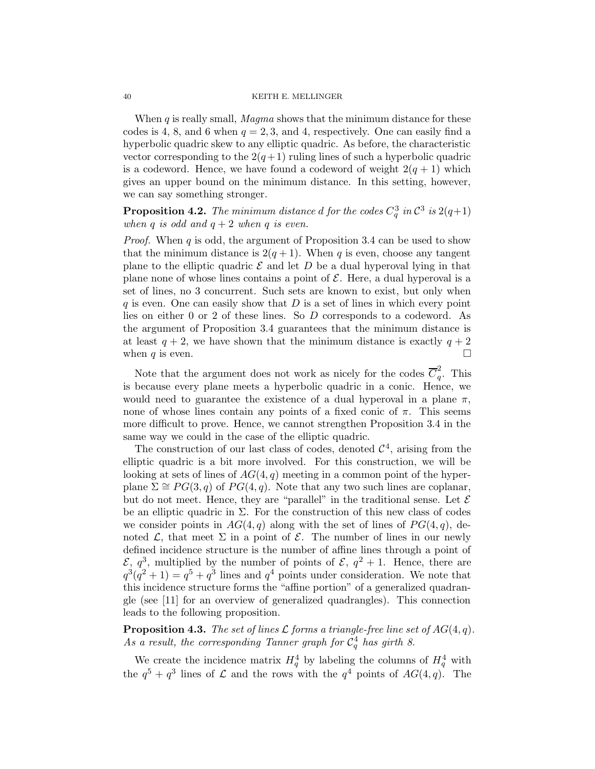When $q$ is really small, *Magma* shows that the minimum distance for these codes is 4, 8, and 6 when $q = 2, 3$, and 4, respectively. One can easily find a hyperbolic quadric skew to any elliptic quadric. As before, the characteristic vector corresponding to the $2(q+1)$ ruling lines of such a hyperbolic quadric is a codeword. Hence, we have found a codeword of weight $2(q+1)$ which gives an upper bound on the minimum distance. In this setting, however, we can say something stronger.

**Proposition 4.2.** *The minimum distance $d$ for the codes $C_q^3$ in $\mathcal{C}^3$ is $2(q+1)$ when $q$ is odd and $q+2$ when $q$ is even.*

*Proof.* When $q$ is odd, the argument of Proposition 3.4 can be used to show that the minimum distance is $2(q+1)$. When $q$ is even, choose any tangent plane to the elliptic quadric $\mathcal{E}$ and let $D$ be a dual hyperoval lying in that plane none of whose lines contains a point of $\mathcal{E}$. Here, a dual hyperoval is a set of lines, no 3 concurrent. Such sets are known to exist, but only when $q$ is even. One can easily show that $D$ is a set of lines in which every point lies on either 0 or 2 of these lines. So $D$ corresponds to a codeword. As the argument of Proposition 3.4 guarantees that the minimum distance is at least $q+2$, we have shown that the minimum distance is exactly $q+2$ when $q$ is even. $\square$

Note that the argument does not work as nicely for the codes $\overline{C}_q^2$. This is because every plane meets a hyperbolic quadric in a conic. Hence, we would need to guarantee the existence of a dual hyperoval in a plane $\pi$, none of whose lines contain any points of a fixed conic of $\pi$. This seems more difficult to prove. Hence, we cannot strengthen Proposition 3.4 in the same way we could in the case of the elliptic quadric.

The construction of our last class of codes, denoted $\mathcal{C}^4$, arising from the elliptic quadric is a bit more involved. For this construction, we will be looking at sets of lines of $AG(4,q)$ meeting in a common point of the hyperplane $\Sigma \cong PG(3,q)$ of $PG(4,q)$. Note that any two such lines are coplanar, but do not meet. Hence, they are "parallel" in the traditional sense. Let $\mathcal{E}$ be an elliptic quadric in $\Sigma$. For the construction of this new class of codes we consider points in $AG(4,q)$ along with the set of lines of $PG(4,q)$, denoted $\mathcal{L}$, that meet $\Sigma$ in a point of $\mathcal{E}$. The number of lines in our newly defined incidence structure is the number of affine lines through a point of $\mathcal{E}$, $q^3$, multiplied by the number of points of $\mathcal{E}$, $q^2+1$. Hence, there are $q^3(q^2+1) = q^5 + q^3$ lines and $q^4$ points under consideration. We note that this incidence structure forms the "affine portion" of a generalized quadrangle (see [11] for an overview of generalized quadrangles). This connection leads to the following proposition.

**Proposition 4.3.** *The set of lines $\mathcal{L}$ forms a triangle-free line set of $AG(4,q)$. As a result, the corresponding Tanner graph for $\mathcal{C}_q^4$ has girth 8.*

We create the incidence matrix $H_q^4$ by labeling the columns of $H_q^4$ with the $q^5 + q^3$ lines of $\mathcal{L}$ and the rows with the $q^4$ points of $AG(4,q)$. The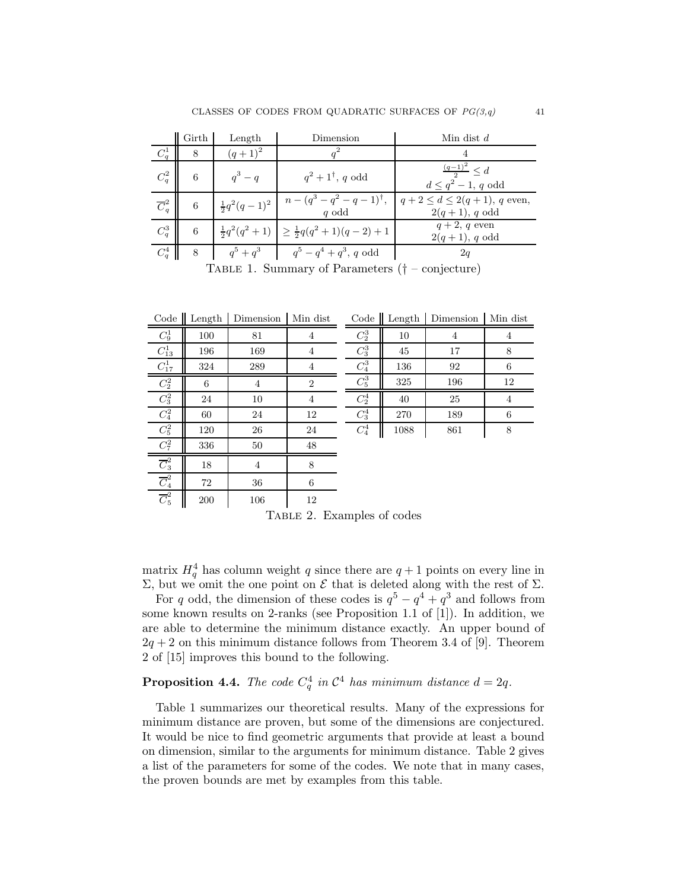| | Girth | Length | Dimension | Min dist $d$ |
|---|---|---|---|---|
| $C_q^1$ | 8 | $(q+1)^2$ | $q^2$ | 4 |
| $C_q^2$ | 6 | $q^3 - q$ | $q^2+1^{\dagger}$, $q$ odd | $\frac{(q-1)^2}{2} \leq d$ $d \leq q^2 - 1$, $q$ odd |
| $\overline{C}_q^2$ | 6 | $\frac{1}{2}q^2(q-1)^2$ | $n - (q^3 - q^2 - q - 1)^{\dagger}$, $q$ odd | $q+2 \leq d \leq 2(q+1)$, $q$ even, $2(q+1)$, $q$ odd |
| $C_q^3$ | 6 | $\frac{1}{2}q^2(q^2+1)$ | $\geq \frac{1}{2}q(q^2+1)(q-2)+1$ | $q+2$, $q$ even $2(q+1)$, $q$ odd |
| $C_q^4$ | 8 | $q^5 + q^3$ | $q^5 - q^4 + q^3$, $q$ odd | $2q$ |

Table 1. Summary of Parameters († – conjecture)

| Code | Length | Dimension | Min dist |
|---|---|---|---|
| $C_9^1$ | 100 | 81 | 4 |
| $C_{13}^1$ | 196 | 169 | 4 |
| $C_{17}^1$ | 324 | 289 | 4 |
| $C_2^2$ | 6 | 4 | 2 |
| $C_3^2$ | 24 | 10 | 4 |
| $C_4^2$ | 60 | 24 | 12 |
| $C_5^2$ | 120 | 26 | 24 |
| $C_7^2$ | 336 | 50 | 48 |
| $\overline{C}_3^2$ | 18 | 4 | 8 |
| $\overline{C}_4^2$ | 72 | 36 | 6 |
| $\overline{C}_5^2$ | 200 | 106 | 12 |
| $C_2^3$ | 10 | 4 | 4 |
| $C_3^3$ | 45 | 17 | 8 |
| $C_4^3$ | 136 | 92 | 6 |
| $C_5^3$ | 325 | 196 | 12 |
| $C_2^4$ | 40 | 25 | 4 |
| $C_3^4$ | 270 | 189 | 6 |
| $C_4^4$ | 1088 | 861 | 8 |

Table 2. Examples of codes

matrix $H_q^4$ has column weight $q$ since there are $q+1$ points on every line in $\Sigma$, but we omit the one point on $\mathcal{E}$ that is deleted along with the rest of $\Sigma$.

For $q$ odd, the dimension of these codes is $q^5 - q^4 + q^3$ and follows from some known results on 2-ranks (see Proposition 1.1 of [1]). In addition, we are able to determine the minimum distance exactly. An upper bound of $2q+2$ on this minimum distance follows from Theorem 3.4 of [9]. Theorem 2 of [15] improves this bound to the following.

**Proposition 4.4.** *The code $C_q^4$ in $\mathcal{C}^4$ has minimum distance $d = 2q$.*

Table 1 summarizes our theoretical results. Many of the expressions for minimum distance are proven, but some of the dimensions are conjectured. It would be nice to find geometric arguments that provide at least a bound on dimension, similar to the arguments for minimum distance. Table 2 gives a list of the parameters for some of the codes. We note that in many cases, the proven bounds are met by examples from this table.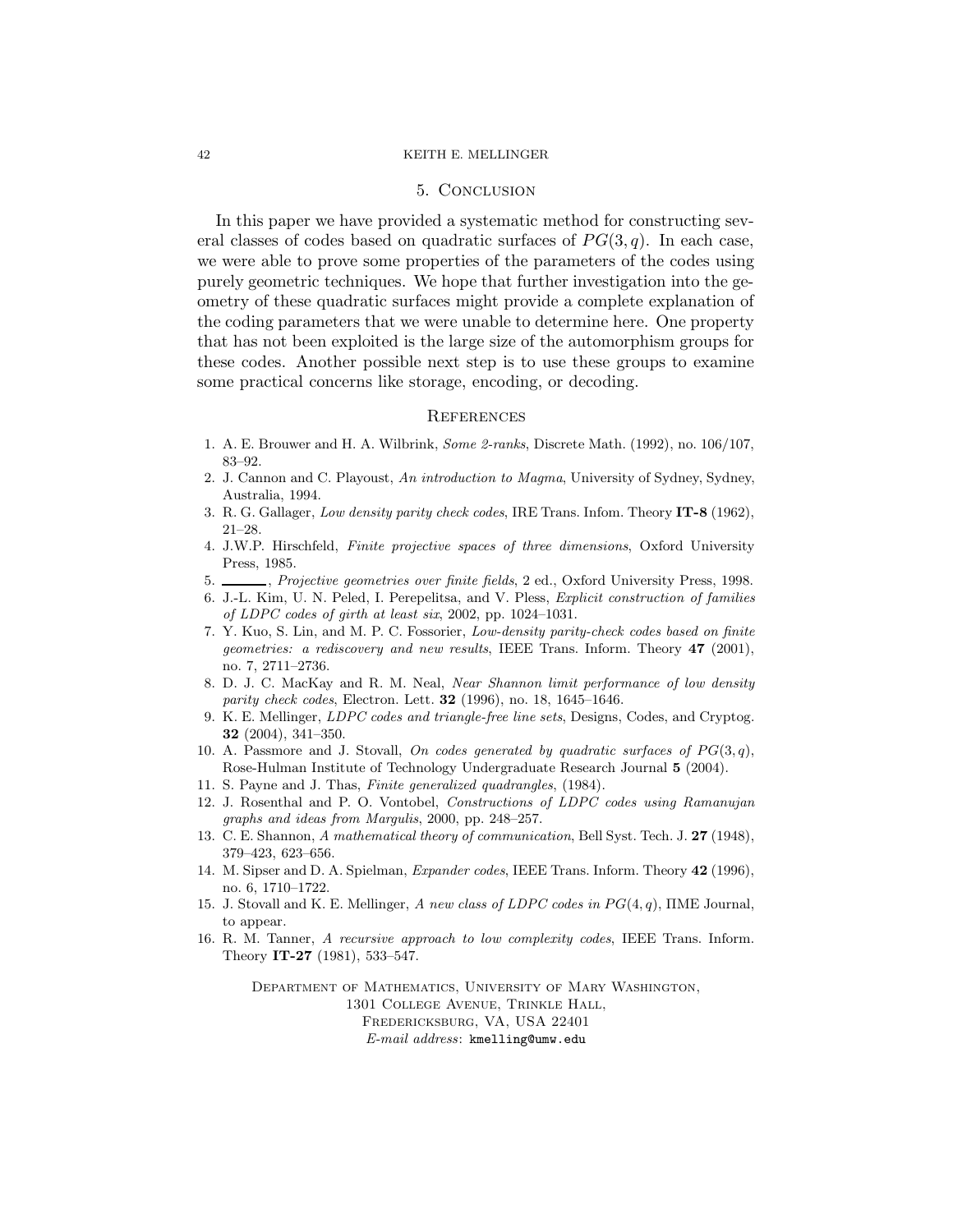## 5. Conclusion

In this paper we have provided a systematic method for constructing several classes of codes based on quadratic surfaces of $PG(3, q)$. In each case, we were able to prove some properties of the parameters of the codes using purely geometric techniques. We hope that further investigation into the geometry of these quadratic surfaces might provide a complete explanation of the coding parameters that we were unable to determine here. One property that has not been exploited is the large size of the automorphism groups for these codes. Another possible next step is to use these groups to examine some practical concerns like storage, encoding, or decoding.

## References

1. A. E. Brouwer and H. A. Wilbrink, *Some 2-ranks*, Discrete Math. (1992), no. 106/107, 83–92.
2. J. Cannon and C. Playoust, *An introduction to Magma*, University of Sydney, Sydney, Australia, 1994.
3. R. G. Gallager, *Low density parity check codes*, IRE Trans. Infom. Theory **IT-8** (1962), 21–28.
4. J.W.P. Hirschfeld, *Finite projective spaces of three dimensions*, Oxford University Press, 1985.
5. ______, *Projective geometries over finite fields*, 2 ed., Oxford University Press, 1998.
6. J.-L. Kim, U. N. Peled, I. Perepelitsa, and V. Pless, *Explicit construction of families of LDPC codes of girth at least six*, 2002, pp. 1024–1031.
7. Y. Kuo, S. Lin, and M. P. C. Fossorier, *Low-density parity-check codes based on finite geometries: a rediscovery and new results*, IEEE Trans. Inform. Theory **47** (2001), no. 7, 2711–2736.
8. D. J. C. MacKay and R. M. Neal, *Near Shannon limit performance of low density parity check codes*, Electron. Lett. **32** (1996), no. 18, 1645–1646.
9. K. E. Mellinger, *LDPC codes and triangle-free line sets*, Designs, Codes, and Cryptog. **32** (2004), 341–350.
10. A. Passmore and J. Stovall, *On codes generated by quadratic surfaces of $PG(3, q)$*, Rose-Hulman Institute of Technology Undergraduate Research Journal **5** (2004).
11. S. Payne and J. Thas, *Finite generalized quadrangles*, (1984).
12. J. Rosenthal and P. O. Vontobel, *Constructions of LDPC codes using Ramanujan graphs and ideas from Margulis*, 2000, pp. 248–257.
13. C. E. Shannon, *A mathematical theory of communication*, Bell Syst. Tech. J. **27** (1948), 379–423, 623–656.
14. M. Sipser and D. A. Spielman, *Expander codes*, IEEE Trans. Inform. Theory **42** (1996), no. 6, 1710–1722.
15. J. Stovall and K. E. Mellinger, *A new class of LDPC codes in $PG(4, q)$*, ΠME Journal, to appear.
16. R. M. Tanner, *A recursive approach to low complexity codes*, IEEE Trans. Inform. Theory **IT-27** (1981), 533–547.

Department of Mathematics, University of Mary Washington,
1301 College Avenue, Trinkle Hall,
Fredericksburg, VA, USA 22401
*E-mail address*: kmelling@umw.edu